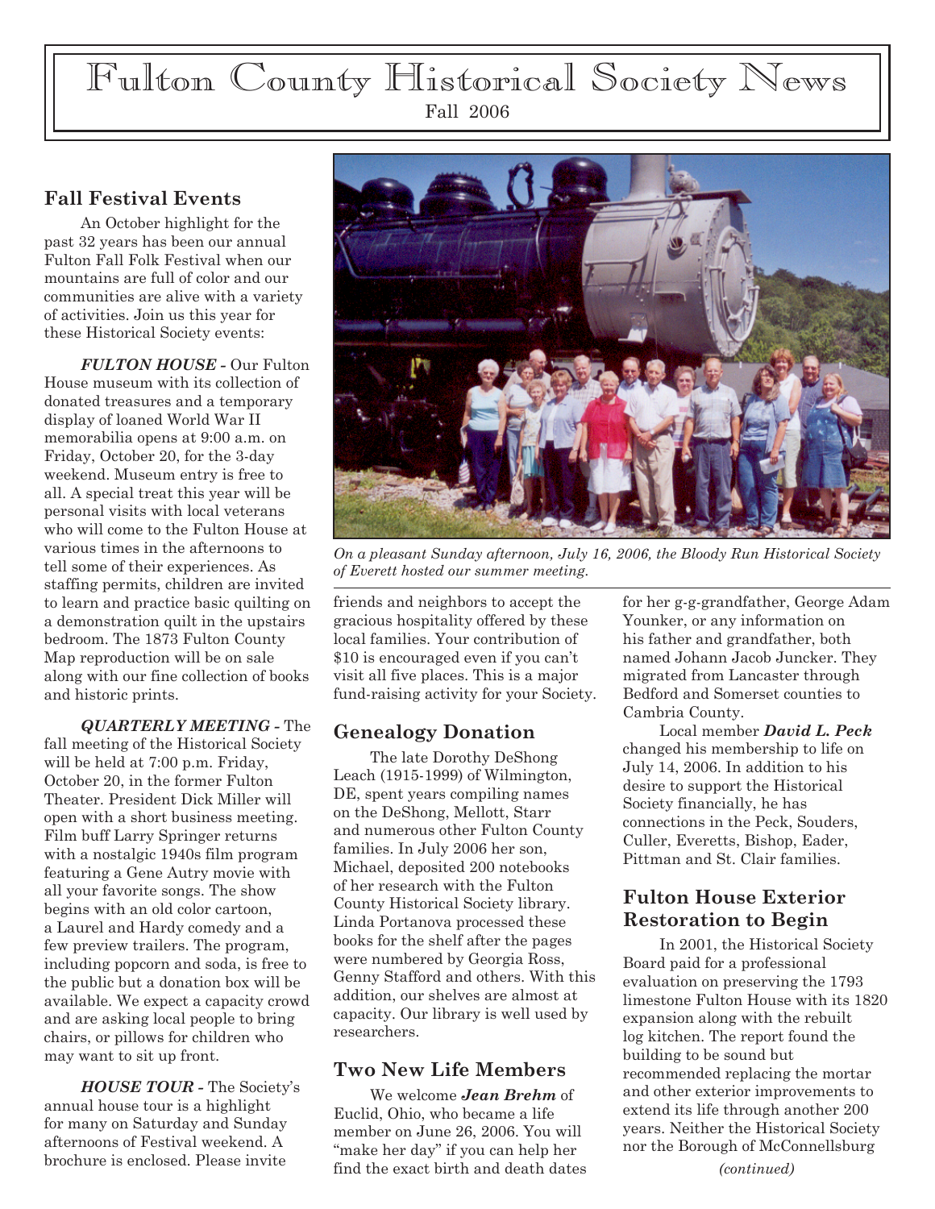# Fulton County Historical Society News

Fall 2006

## Fall Festival Events

An October highlight for the past 32 years has been our annual Fulton Fall Folk Festival when our mountains are full of color and our communities are alive with a variety of activities. Join us this year for these Historical Society events:

***FULTON HOUSE*** - Our Fulton House museum with its collection of donated treasures and a temporary display of loaned World War II memorabilia opens at 9:00 a.m. on Friday, October 20, for the 3-day weekend. Museum entry is free to all. A special treat this year will be personal visits with local veterans who will come to the Fulton House at various times in the afternoons to tell some of their experiences. As staffing permits, children are invited to learn and practice basic quilting on a demonstration quilt in the upstairs bedroom. The 1873 Fulton County Map reproduction will be on sale along with our fine collection of books and historic prints.

***QUARTERLY MEETING*** - The fall meeting of the Historical Society will be held at 7:00 p.m. Friday, October 20, in the former Fulton Theater. President Dick Miller will open with a short business meeting. Film buff Larry Springer returns with a nostalgic 1940s film program featuring a Gene Autry movie with all your favorite songs. The show begins with an old color cartoon, a Laurel and Hardy comedy and a few preview trailers. The program, including popcorn and soda, is free to the public but a donation box will be available. We expect a capacity crowd and are asking local people to bring chairs, or pillows for children who may want to sit up front.

***HOUSE TOUR*** - The Society's annual house tour is a highlight for many on Saturday and Sunday afternoons of Festival weekend. A brochure is enclosed. Please invite friends and neighbors to accept the gracious hospitality offered by these local families. Your contribution of $10 is encouraged even if you can't visit all five places. This is a major fund-raising activity for your Society.

*On a pleasant Sunday afternoon, July 16, 2006, the Bloody Run Historical Society of Everett hosted our summer meeting.*

## Genealogy Donation

The late Dorothy DeShong Leach (1915-1999) of Wilmington, DE, spent years compiling names on the DeShong, Mellott, Starr and numerous other Fulton County families. In July 2006 her son, Michael, deposited 200 notebooks of her research with the Fulton County Historical Society library. Linda Portanova processed these books for the shelf after the pages were numbered by Georgia Ross, Genny Stafford and others. With this addition, our shelves are almost at capacity. Our library is well used by researchers.

## Two New Life Members

We welcome ***Jean Brehm*** of Euclid, Ohio, who became a life member on June 26, 2006. You will "make her day" if you can help her find the exact birth and death dates for her g-g-grandfather, George Adam Younker, or any information on his father and grandfather, both named Johann Jacob Juncker. They migrated from Lancaster through Bedford and Somerset counties to Cambria County.

Local member ***David L. Peck*** changed his membership to life on July 14, 2006. In addition to his desire to support the Historical Society financially, he has connections in the Peck, Souders, Culler, Everetts, Bishop, Eader, Pittman and St. Clair families.

## Fulton House Exterior Restoration to Begin

In 2001, the Historical Society Board paid for a professional evaluation on preserving the 1793 limestone Fulton House with its 1820 expansion along with the rebuilt log kitchen. The report found the building to be sound but recommended replacing the mortar and other exterior improvements to extend its life through another 200 years. Neither the Historical Society nor the Borough of McConnellsburg

*(continued)*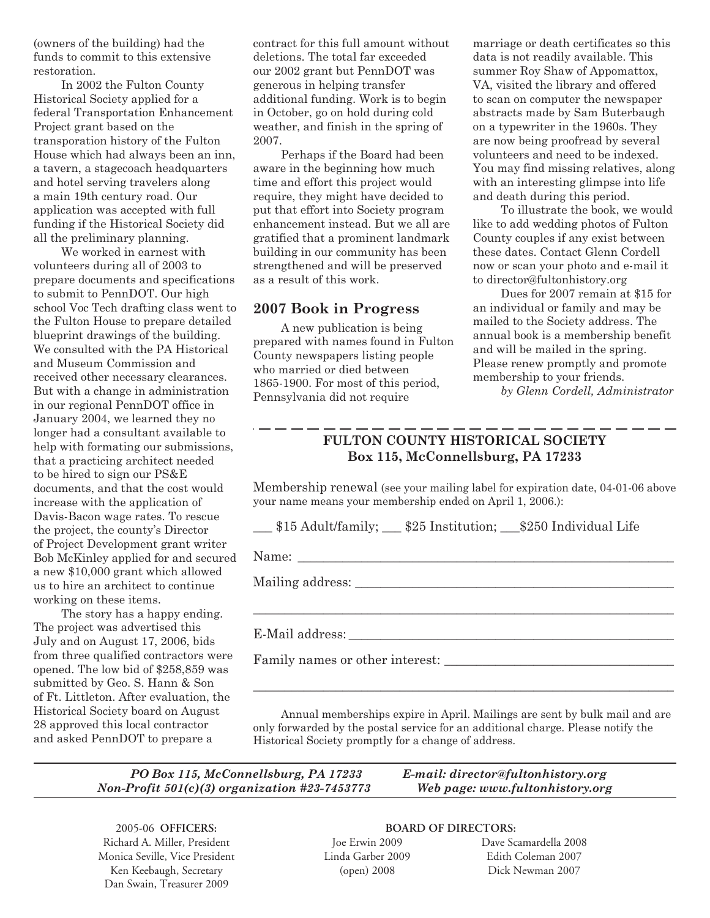(owners of the building) had the funds to commit to this extensive restoration.

In 2002 the Fulton County Historical Society applied for a federal Transportation Enhancement Project grant based on the transporation history of the Fulton House which had always been an inn, a tavern, a stagecoach headquarters and hotel serving travelers along a main 19th century road. Our application was accepted with full funding if the Historical Society did all the preliminary planning.

We worked in earnest with volunteers during all of 2003 to prepare documents and specifications to submit to PennDOT. Our high school Voc Tech drafting class went to the Fulton House to prepare detailed blueprint drawings of the building. We consulted with the PA Historical and Museum Commission and received other necessary clearances. But with a change in administration in our regional PennDOT office in January 2004, we learned they no longer had a consultant available to help with formating our submissions, that a practicing architect needed to be hired to sign our PS&E documents, and that the cost would increase with the application of Davis-Bacon wage rates. To rescue the project, the county's Director of Project Development grant writer Bob McKinley applied for and secured a new $10,000 grant which allowed us to hire an architect to continue working on these items.

The story has a happy ending. The project was advertised this July and on August 17, 2006, bids from three qualified contractors were opened. The low bid of $258,859 was submitted by Geo. S. Hann & Son of Ft. Littleton. After evaluation, the Historical Society board on August 28 approved this local contractor and asked PennDOT to prepare a contract for this full amount without deletions. The total far exceeded our 2002 grant but PennDOT was generous in helping transfer additional funding. Work is to begin in October, go on hold during cold weather, and finish in the spring of 2007.

Perhaps if the Board had been aware in the beginning how much time and effort this project would require, they might have decided to put that effort into Society program enhancement instead. But we all are gratified that a prominent landmark building in our community has been strengthened and will be preserved as a result of this work.

## 2007 Book in Progress

A new publication is being prepared with names found in Fulton County newspapers listing people who married or died between 1865-1900. For most of this period, Pennsylvania did not require marriage or death certificates so this data is not readily available. This summer Roy Shaw of Appomattox, VA, visited the library and offered to scan on computer the newspaper abstracts made by Sam Buterbaugh on a typewriter in the 1960s. They are now being proofread by several volunteers and need to be indexed. You may find missing relatives, along with an interesting glimpse into life and death during this period.

To illustrate the book, we would like to add wedding photos of Fulton County couples if any exist between these dates. Contact Glenn Cordell now or scan your photo and e-mail it to director@fultonhistory.org

Dues for 2007 remain at $15 for an individual or family and may be mailed to the Society address. The annual book is a membership benefit and will be mailed in the spring. Please renew promptly and promote membership to your friends.

*by Glenn Cordell, Administrator*

---

**FULTON COUNTY HISTORICAL SOCIETY**
**Box 115, McConnellsburg, PA 17233**

Membership renewal (see your mailing label for expiration date, 04-01-06 above your name means your membership ended on April 1, 2006.):

___ $15 Adult/family; ___ $25 Institution; ___$250 Individual Life

Name: ______________________________

Mailing address: ______________________________

______________________________

E-Mail address: ______________________________

Family names or other interest: ______________________________

______________________________

Annual memberships expire in April. Mailings are sent by bulk mail and are only forwarded by the postal service for an additional charge. Please notify the Historical Society promptly for a change of address.

---

*PO Box 115, McConnellsburg, PA 17233* — *E-mail: director@fultonhistory.org*
*Non-Profit 501(c)(3) organization #23-7453773* — *Web page: www.fultonhistory.org*

---

2005-06 **OFFICERS:**
Richard A. Miller, President
Monica Seville, Vice President
Ken Keebaugh, Secretary
Dan Swain, Treasurer 2009

**BOARD OF DIRECTORS:**
Joe Erwin 2009
Linda Garber 2009
(open) 2008
Dave Scamardella 2008
Edith Coleman 2007
Dick Newman 2007